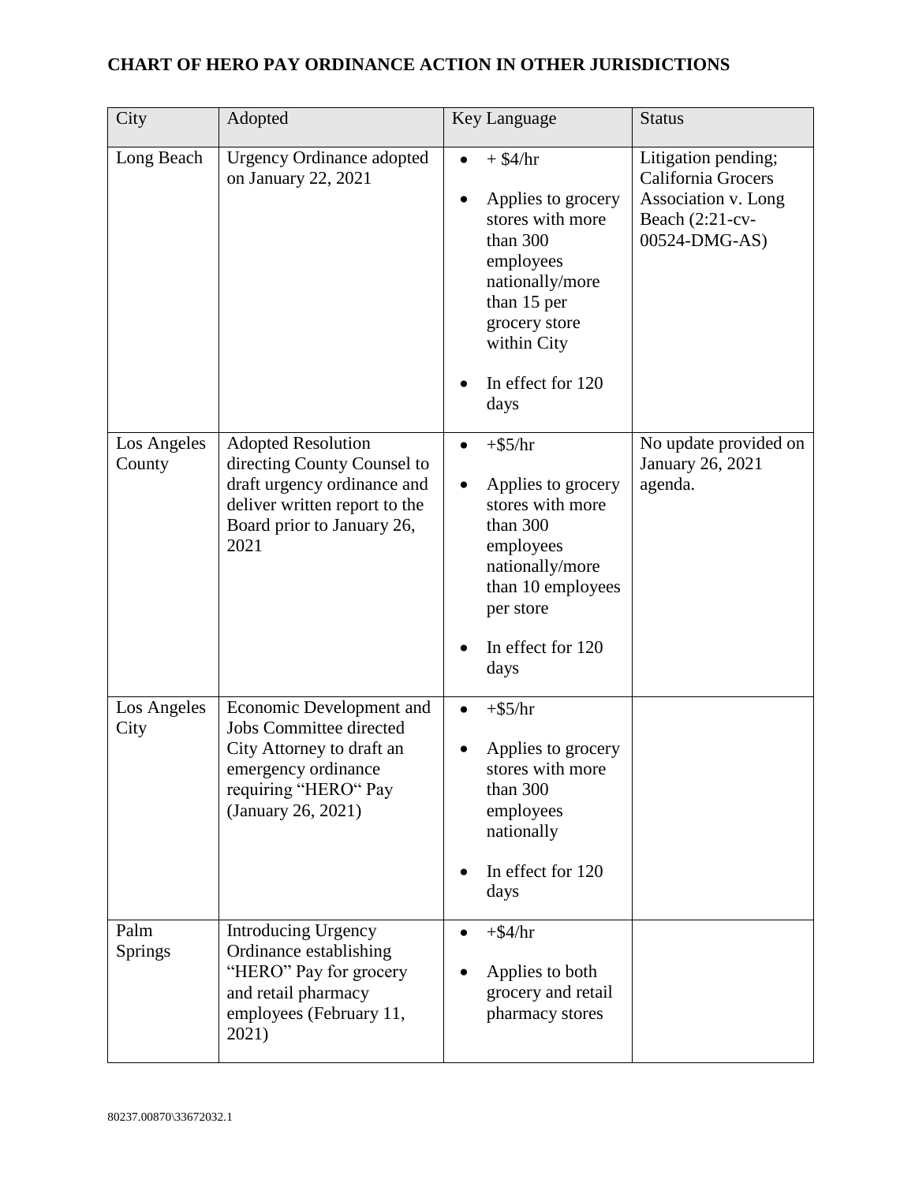# CHART OF HERO PAY ORDINANCE ACTION IN OTHER JURISDICTIONS

| City | Adopted | Key Language | Status |
|---|---|---|---|
| Long Beach | Urgency Ordinance adopted on January 22, 2021 | • + $4/hr<br>• Applies to grocery stores with more than 300 employees nationally/more than 15 per grocery store within City<br>• In effect for 120 days | Litigation pending; California Grocers Association v. Long Beach (2:21-cv-00524-DMG-AS) |
| Los Angeles County | Adopted Resolution directing County Counsel to draft urgency ordinance and deliver written report to the Board prior to January 26, 2021 | • +$5/hr<br>• Applies to grocery stores with more than 300 employees nationally/more than 10 employees per store<br>• In effect for 120 days | No update provided on January 26, 2021 agenda. |
| Los Angeles City | Economic Development and Jobs Committee directed City Attorney to draft an emergency ordinance requiring "HERO" Pay (January 26, 2021) | • +$5/hr<br>• Applies to grocery stores with more than 300 employees nationally<br>• In effect for 120 days | |
| Palm Springs | Introducing Urgency Ordinance establishing "HERO" Pay for grocery and retail pharmacy employees (February 11, 2021) | • +$4/hr<br>• Applies to both grocery and retail pharmacy stores | |

80237.00870\33672032.1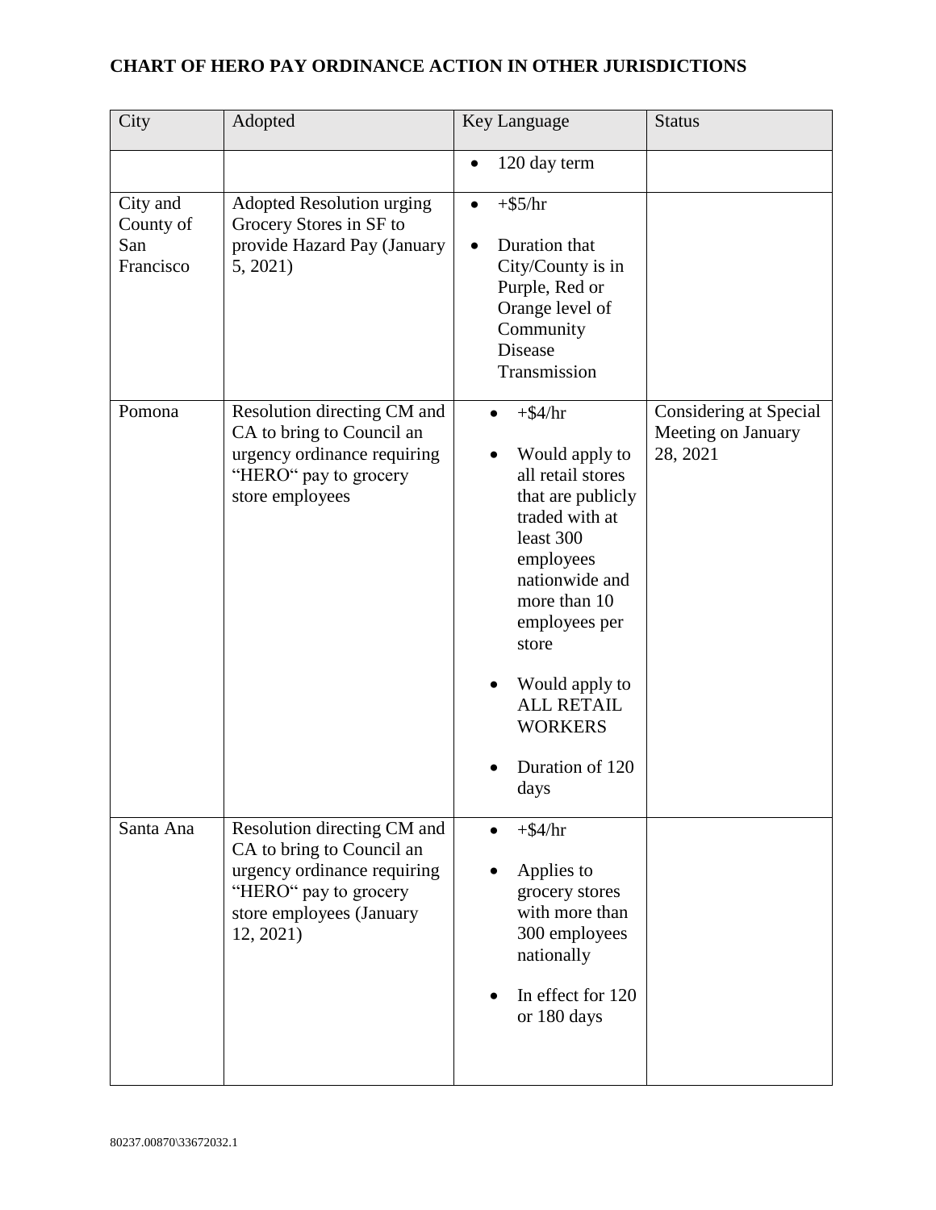## CHART OF HERO PAY ORDINANCE ACTION IN OTHER JURISDICTIONS

| City | Adopted | Key Language | Status |
|---|---|---|---|
| | | • 120 day term | |
| City and County of San Francisco | Adopted Resolution urging Grocery Stores in SF to provide Hazard Pay (January 5, 2021) | • +$5/hr<br>• Duration that City/County is in Purple, Red or Orange level of Community Disease Transmission | |
| Pomona | Resolution directing CM and CA to bring to Council an urgency ordinance requiring "HERO" pay to grocery store employees | • +$4/hr<br>• Would apply to all retail stores that are publicly traded with at least 300 employees nationwide and more than 10 employees per store<br>• Would apply to ALL RETAIL WORKERS<br>• Duration of 120 days | Considering at Special Meeting on January 28, 2021 |
| Santa Ana | Resolution directing CM and CA to bring to Council an urgency ordinance requiring "HERO" pay to grocery store employees (January 12, 2021) | • +$4/hr<br>• Applies to grocery stores with more than 300 employees nationally<br>• In effect for 120 or 180 days | |

80237.00870\33672032.1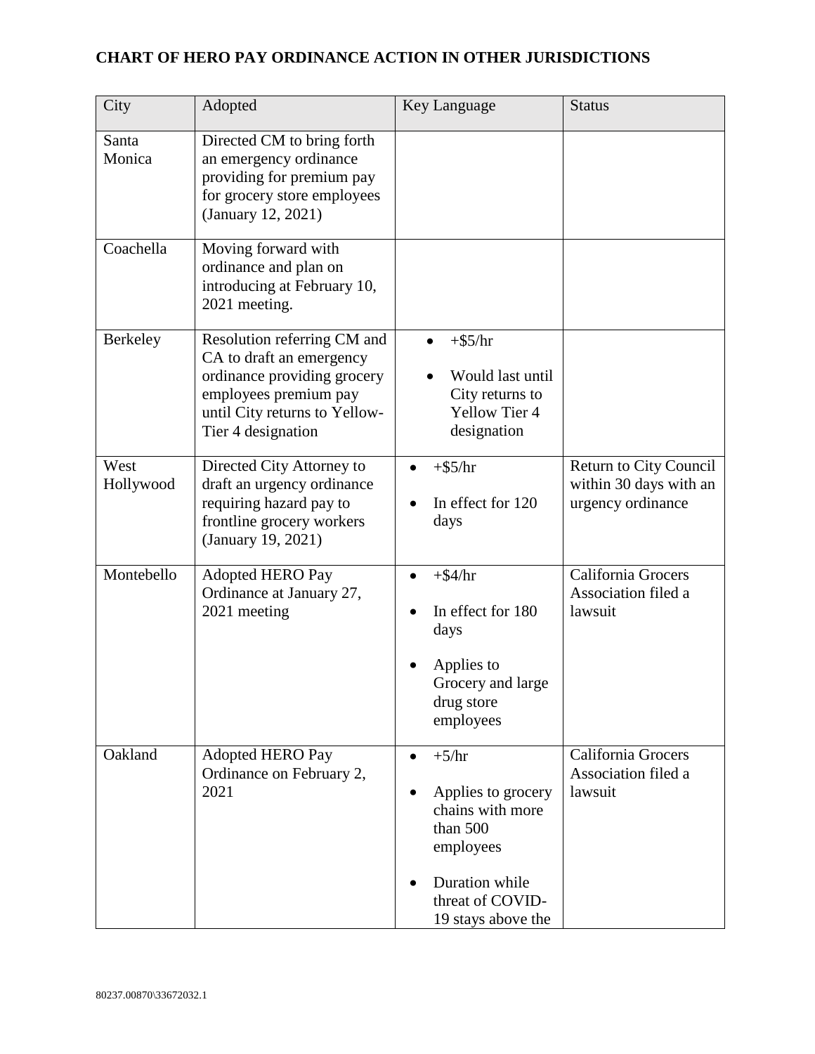**CHART OF HERO PAY ORDINANCE ACTION IN OTHER JURISDICTIONS**

| City | Adopted | Key Language | Status |
|---|---|---|---|
| Santa Monica | Directed CM to bring forth an emergency ordinance providing for premium pay for grocery store employees (January 12, 2021) | | |
| Coachella | Moving forward with ordinance and plan on introducing at February 10, 2021 meeting. | | |
| Berkeley | Resolution referring CM and CA to draft an emergency ordinance providing grocery employees premium pay until City returns to Yellow-Tier 4 designation | • +$5/hr<br>• Would last until City returns to Yellow Tier 4 designation | |
| West Hollywood | Directed City Attorney to draft an urgency ordinance requiring hazard pay to frontline grocery workers (January 19, 2021) | • +$5/hr<br>• In effect for 120 days | Return to City Council within 30 days with an urgency ordinance |
| Montebello | Adopted HERO Pay Ordinance at January 27, 2021 meeting | • +$4/hr<br>• In effect for 180 days<br>• Applies to Grocery and large drug store employees | California Grocers Association filed a lawsuit |
| Oakland | Adopted HERO Pay Ordinance on February 2, 2021 | • +5/hr<br>• Applies to grocery chains with more than 500 employees<br>• Duration while threat of COVID-19 stays above the | California Grocers Association filed a lawsuit |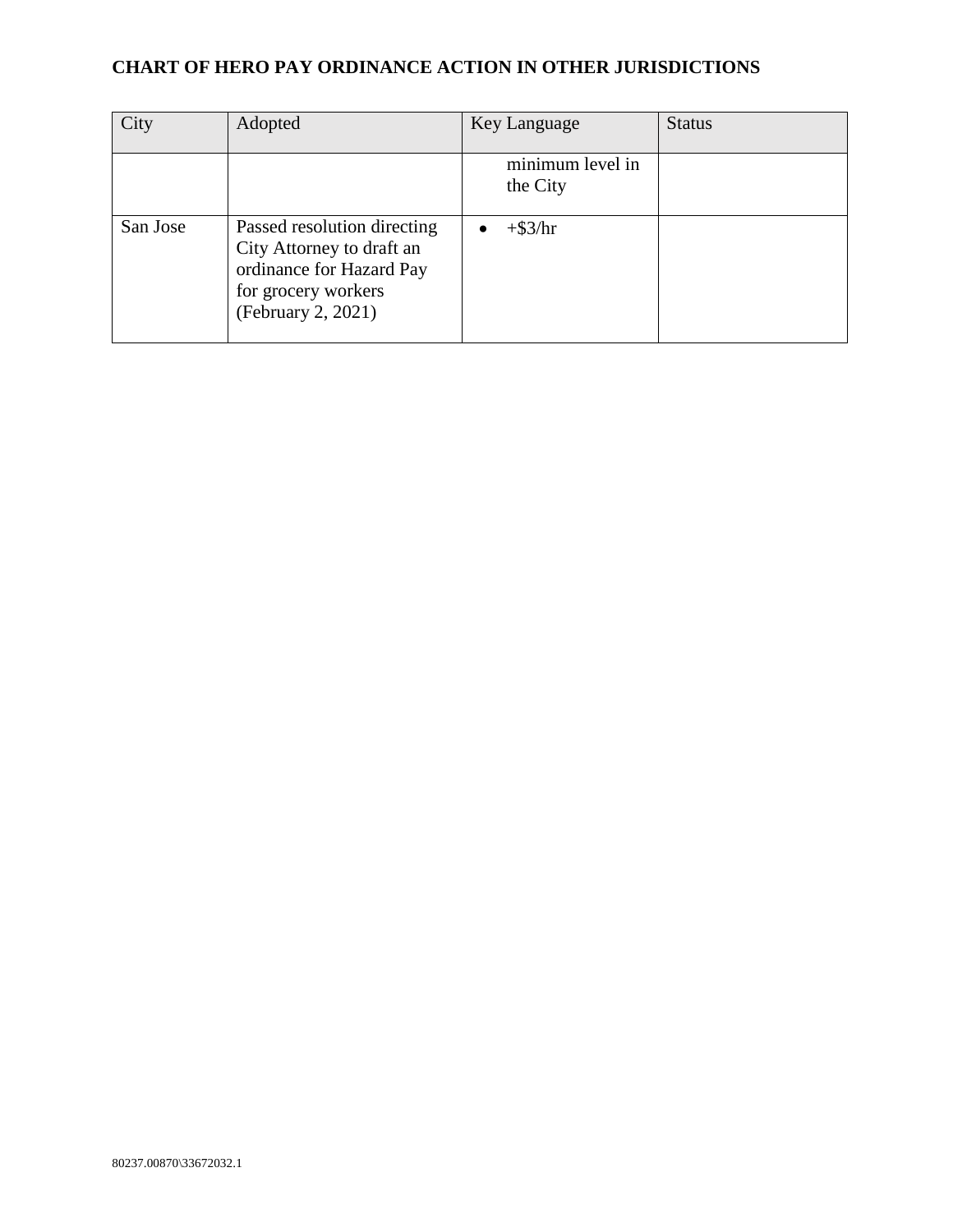**CHART OF HERO PAY ORDINANCE ACTION IN OTHER JURISDICTIONS**

| City | Adopted | Key Language | Status |
|---|---|---|---|
| | | minimum level in the City | |
| San Jose | Passed resolution directing City Attorney to draft an ordinance for Hazard Pay for grocery workers (February 2, 2021) | • +$3/hr | |

80237.00870\33672032.1